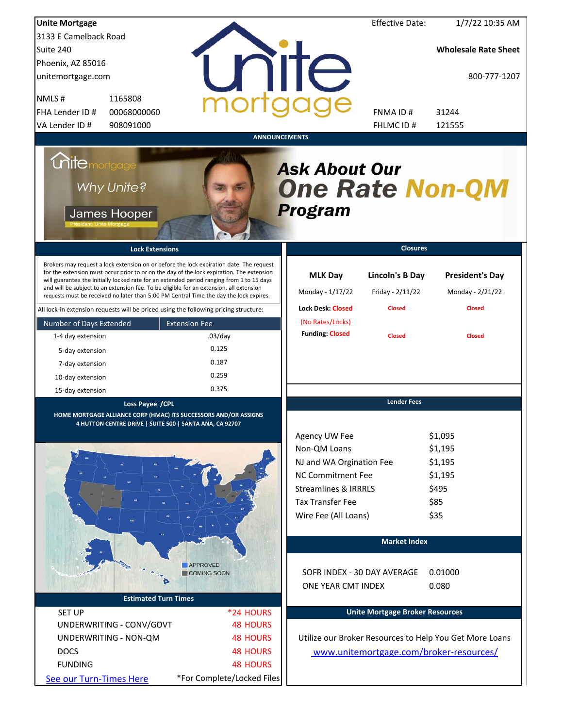**Unite Mortgage**
3133 E Camelback Road
Suite 240
Phoenix, AZ 85016
unitemortgage.com

| | |
|---|---|
| NMLS # | 1165808 |
| FHA Lender ID # | 00068000060 |
| VA Lender ID # | 908091000 |

Effective Date: 1/7/22 10:35 AM

**Wholesale Rate Sheet**

800-777-1207

| | |
|---|---|
| FNMA ID # | 31244 |
| FHLMC ID # | 121555 |

## ANNOUNCEMENTS

Unite mortgage
Why Unite?
James Hooper
President, Unite Mortgage

***Ask About Our One Rate Non-QM Program***

## Lock Extensions

Brokers may request a lock extension on or before the lock expiration date. The request for the extension must occur prior to or on the day of the lock expiration. The extension will guarantee the initially locked rate for an extended period ranging from 1 to 15 days and will be subject to an extension fee. To be eligible for an extension, all extension requests must be received no later than 5:00 PM Central Time the day the lock expires.

All lock-in extension requests will be priced using the following pricing structure:

| Number of Days Extended | Extension Fee |
|---|---|
| 1-4 day extension | .03/day |
| 5-day extension | 0.125 |
| 7-day extension | 0.187 |
| 10-day extension | 0.259 |
| 15-day extension | 0.375 |

## Closures

| | MLK Day | Lincoln's B Day | President's Day |
|---|---|---|---|
| | Monday - 1/17/22 | Friday - 2/11/22 | Monday - 2/21/22 |
| Lock Desk: | Closed (No Rates/Locks) | Closed | Closed |
| Funding: | Closed | Closed | Closed |

## Loss Payee /CPL

**HOME MORTGAGE ALLIANCE CORP (HMAC) ITS SUCCESSORS AND/OR ASSIGNS**
**4 HUTTON CENTRE DRIVE | SUITE 500 | SANTA ANA, CA 92707**

APPROVED
COMING SOON

## Lender Fees

| | |
|---|---|
| Agency UW Fee | $1,095 |
| Non-QM Loans | $1,195 |
| NJ and WA Orgination Fee | $1,195 |
| NC Commitment Fee | $1,195 |
| Streamlines & IRRRLS | $495 |
| Tax Transfer Fee | $85 |
| Wire Fee (All Loans) | $35 |

## Market Index

| | |
|---|---|
| SOFR INDEX - 30 DAY AVERAGE | 0.01000 |
| ONE YEAR CMT INDEX | 0.080 |

## Estimated Turn Times

| | |
|---|---|
| SET UP | *24 HOURS |
| UNDERWRITING - CONV/GOVT | 48 HOURS |
| UNDERWRITING - NON-QM | 48 HOURS |
| DOCS | 48 HOURS |
| FUNDING | 48 HOURS |

See our Turn-Times Here

*For Complete/Locked Files

## Unite Mortgage Broker Resources

Utilize our Broker Resources to Help You Get More Loans

www.unitemortgage.com/broker-resources/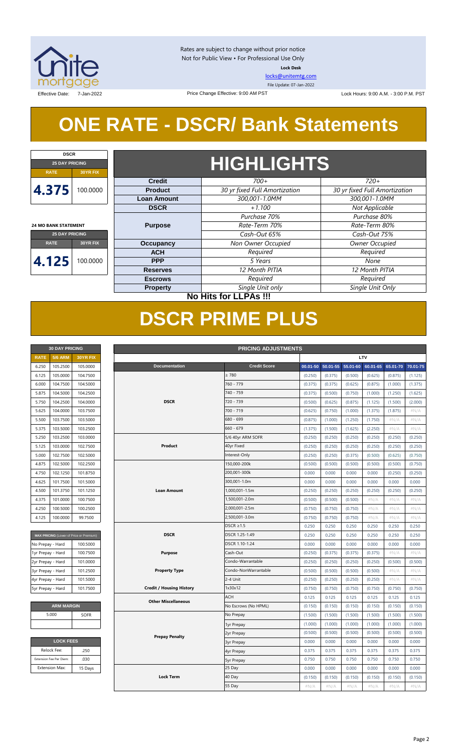Rates are subject to change without prior notice
Not for Public View • For Professional Use Only
**Lock Desk**
locks@unitemtg.com
File Update: 07-Jan-2022

Effective Date: 7-Jan-2022 | Price Change Effective: 9:00 AM PST | Lock Hours: 9:00 A.M. - 3:00 P.M. PST

# ONE RATE - DSCR/ Bank Statements

| DSCR | |
|---|---|
| 25 DAY PRICING | |
| RATE | 30YR FIX |
| 4.375 | 100.0000 |

| 24 MO BANK STATEMENT | |
|---|---|
| 25 DAY PRICING | |
| RATE | 30YR FIX |
| 4.125 | 100.0000 |

## HIGHLIGHTS

| | | |
|---|---|---|
| **Credit** | *700+* | *720+* |
| **Product** | *30 yr fixed Full Amortization* | *30 yr fixed Full Amortization* |
| **Loan Amount** | *300,001-1.0MM* | *300,001-1.0MM* |
| **DSCR** | *+1.100* | *Not Applicable* |
| **Purpose** | *Purchase 70%*<br>*Rate-Term 70%*<br>*Cash-Out 65%* | *Purchase 80%*<br>*Rate-Term 80%*<br>*Cash-Out 75%* |
| **Occupancy** | *Non Owner Occupied* | *Owner Occupied* |
| **ACH** | *Required* | *Required* |
| **PPP** | *5 Years* | *None* |
| **Reserves** | *12 Month PITIA* | *12 Month PITIA* |
| **Escrows** | *Required* | *Required* |
| **Property** | *Single Unit only* | *Single Unit Only* |

**No Hits for LLPAs !!!**

# DSCR PRIME PLUS

| 30 DAY PRICING | | |
|---|---|---|
| RATE | 5/6 ARM | 30YR FIX |
| 6.250 | 105.2500 | 105.0000 |
| 6.125 | 105.0000 | 104.7500 |
| 6.000 | 104.7500 | 104.5000 |
| 5.875 | 104.5000 | 104.2500 |
| 5.750 | 104.2500 | 104.0000 |
| 5.625 | 104.0000 | 103.7500 |
| 5.500 | 103.7500 | 103.5000 |
| 5.375 | 103.5000 | 103.2500 |
| 5.250 | 103.2500 | 103.0000 |
| 5.125 | 103.0000 | 102.7500 |
| 5.000 | 102.7500 | 102.5000 |
| 4.875 | 102.5000 | 102.2500 |
| 4.750 | 102.1250 | 101.8750 |
| 4.625 | 101.7500 | 101.5000 |
| 4.500 | 101.3750 | 101.1250 |
| 4.375 | 101.0000 | 100.7500 |
| 4.250 | 100.5000 | 100.2500 |
| 4.125 | 100.0000 | 99.7500 |

| MAX PRICING (Lower of Price or Premium) | |
|---|---|
| No Prepay - Hard | 100.5000 |
| 1yr Prepay - Hard | 100.7500 |
| 2yr Prepay - Hard | 101.0000 |
| 3yr Prepay - Hard | 101.2500 |
| 4yr Prepay - Hard | 101.5000 |
| 5yr Prepay - Hard | 101.7500 |

| ARM MARGIN | |
|---|---|
| 5.000 | SOFR |

| LOCK FEES | |
|---|---|
| Relock Fee: | .250 |
| Extension Fee Per Diem: | .030 |
| Extension Max: | 15 Days |

| PRICING ADJUSTMENTS | | | | | | | |
|---|---|---|---|---|---|---|---|
| | | LTV | | | | | |
| Documentation | Credit Score | 00.01-50 | 50.01-55 | 55.01-60 | 60.01-65 | 65.01-70 | 70.01-75 |
| DSCR | ≥ 780 | (0.250) | (0.375) | (0.500) | (0.625) | (0.875) | (1.125) |
| | 760 - 779 | (0.375) | (0.375) | (0.625) | (0.875) | (1.000) | (1.375) |
| | 740 - 759 | (0.375) | (0.500) | (0.750) | (1.000) | (1.250) | (1.625) |
| | 720 - 739 | (0.500) | (0.625) | (0.875) | (1.125) | (1.500) | (2.000) |
| | 700 - 719 | (0.625) | (0.750) | (1.000) | (1.375) | (1.875) | #N/A |
| | 680 - 699 | (0.875) | (1.000) | (1.250) | (1.750) | #N/A | #N/A |
| | 660 - 679 | (1.375) | (1.500) | (1.625) | (2.250) | #N/A | #N/A |
| Product | 5/6 40yr ARM SOFR | (0.250) | (0.250) | (0.250) | (0.250) | (0.250) | (0.250) |
| | 40yr Fixed | (0.250) | (0.250) | (0.250) | (0.250) | (0.250) | (0.250) |
| | Interest-Only | (0.250) | (0.250) | (0.375) | (0.500) | (0.625) | (0.750) |
| Loan Amount | 150,000-200k | (0.500) | (0.500) | (0.500) | (0.500) | (0.500) | (0.750) |
| | 200,001-300k | 0.000 | 0.000 | 0.000 | 0.000 | (0.250) | (0.250) |
| | 300,001-1.0m | 0.000 | 0.000 | 0.000 | 0.000 | 0.000 | 0.000 |
| | 1,000,001-1.5m | (0.250) | (0.250) | (0.250) | (0.250) | (0.250) | (0.250) |
| | 1,500,001-2.0m | (0.500) | (0.500) | (0.500) | #N/A | #N/A | #N/A |
| | 2,000,001-2.5m | (0.750) | (0.750) | (0.750) | #N/A | #N/A | #N/A |
| | 2,500,001-3.0m | (0.750) | (0.750) | (0.750) | #N/A | #N/A | #N/A |
| DSCR | DSCR ≥1.5 | 0.250 | 0.250 | 0.250 | 0.250 | 0.250 | 0.250 |
| | DSCR 1.25-1.49 | 0.250 | 0.250 | 0.250 | 0.250 | 0.250 | 0.250 |
| | DSCR 1.10-1.24 | 0.000 | 0.000 | 0.000 | 0.000 | 0.000 | 0.000 |
| Purpose | Cash-Out | (0.250) | (0.375) | (0.375) | (0.375) | #N/A | #N/A |
| Property Type | Condo-Warrantable | (0.250) | (0.250) | (0.250) | (0.250) | (0.500) | (0.500) |
| | Condo-NonWarrantable | (0.500) | (0.500) | (0.500) | (0.500) | #N/A | #N/A |
| | 2-4 Unit | (0.250) | (0.250) | (0.250) | (0.250) | #N/A | #N/A |
| Credit / Housing History | 1x30x12 | (0.750) | (0.750) | (0.750) | (0.750) | (0.750) | (0.750) |
| Other Miscellaneous | ACH | 0.125 | 0.125 | 0.125 | 0.125 | 0.125 | 0.125 |
| | No Escrows (No HPML) | (0.150) | (0.150) | (0.150) | (0.150) | (0.150) | (0.150) |
| Prepay Penalty | No Prepay | (1.500) | (1.500) | (1.500) | (1.500) | (1.500) | (1.500) |
| | 1yr Prepay | (1.000) | (1.000) | (1.000) | (1.000) | (1.000) | (1.000) |
| | 2yr Prepay | (0.500) | (0.500) | (0.500) | (0.500) | (0.500) | (0.500) |
| | 3yr Prepay | 0.000 | 0.000 | 0.000 | 0.000 | 0.000 | 0.000 |
| | 4yr Prepay | 0.375 | 0.375 | 0.375 | 0.375 | 0.375 | 0.375 |
| | 5yr Prepay | 0.750 | 0.750 | 0.750 | 0.750 | 0.750 | 0.750 |
| Lock Term | 25 Day | 0.000 | 0.000 | 0.000 | 0.000 | 0.000 | 0.000 |
| | 40 Day | (0.150) | (0.150) | (0.150) | (0.150) | (0.150) | (0.150) |
| | 55 Day | #N/A | #N/A | #N/A | #N/A | #N/A | #N/A |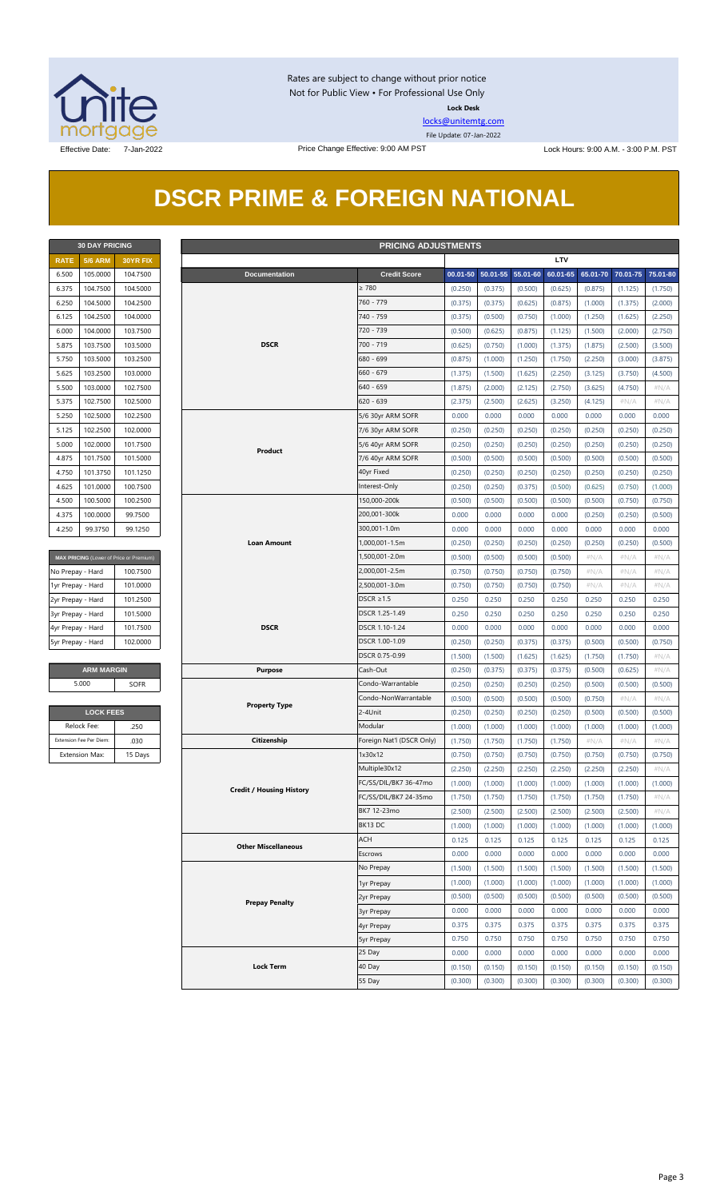Rates are subject to change without prior notice
Not for Public View • For Professional Use Only

**Lock Desk**

locks@unitemtg.com

File Update: 07-Jan-2022

Effective Date: 7-Jan-2022 | Price Change Effective: 9:00 AM PST | Lock Hours: 9:00 A.M. - 3:00 P.M. PST

# DSCR PRIME & FOREIGN NATIONAL

| 30 DAY PRICING | | |
|---|---|---|
| RATE | 5/6 ARM | 30YR FIX |
| 6.500 | 105.0000 | 104.7500 |
| 6.375 | 104.7500 | 104.5000 |
| 6.250 | 104.5000 | 104.2500 |
| 6.125 | 104.2500 | 104.0000 |
| 6.000 | 104.0000 | 103.7500 |
| 5.875 | 103.7500 | 103.5000 |
| 5.750 | 103.5000 | 103.2500 |
| 5.625 | 103.2500 | 103.0000 |
| 5.500 | 103.0000 | 102.7500 |
| 5.375 | 102.7500 | 102.5000 |
| 5.250 | 102.5000 | 102.2500 |
| 5.125 | 102.2500 | 102.0000 |
| 5.000 | 102.0000 | 101.7500 |
| 4.875 | 101.7500 | 101.5000 |
| 4.750 | 101.3750 | 101.1250 |
| 4.625 | 101.0000 | 100.7500 |
| 4.500 | 100.5000 | 100.2500 |
| 4.375 | 100.0000 | 99.7500 |
| 4.250 | 99.3750 | 99.1250 |

| MAX PRICING (Lower of Price or Premium) | |
|---|---|
| No Prepay - Hard | 100.7500 |
| 1yr Prepay - Hard | 101.0000 |
| 2yr Prepay - Hard | 101.2500 |
| 3yr Prepay - Hard | 101.5000 |
| 4yr Prepay - Hard | 101.7500 |
| 5yr Prepay - Hard | 102.0000 |

| ARM MARGIN | |
|---|---|
| 5.000 | SOFR |

| LOCK FEES | |
|---|---|
| Relock Fee: | .250 |
| Extension Fee Per Diem: | .030 |
| Extension Max: | 15 Days |

| PRICING ADJUSTMENTS | | | | | | | | |
|---|---|---|---|---|---|---|---|---|
| | | LTV | | | | | | |
| Documentation | Credit Score | 00.01-50 | 50.01-55 | 55.01-60 | 60.01-65 | 65.01-70 | 70.01-75 | 75.01-80 |
| DSCR | ≥ 780 | (0.250) | (0.375) | (0.500) | (0.625) | (0.875) | (1.125) | (1.750) |
| | 760 - 779 | (0.375) | (0.375) | (0.625) | (0.875) | (1.000) | (1.375) | (2.000) |
| | 740 - 759 | (0.375) | (0.500) | (0.750) | (1.000) | (1.250) | (1.625) | (2.250) |
| | 720 - 739 | (0.500) | (0.625) | (0.875) | (1.125) | (1.500) | (2.000) | (2.750) |
| | 700 - 719 | (0.625) | (0.750) | (1.000) | (1.375) | (1.875) | (2.500) | (3.500) |
| | 680 - 699 | (0.875) | (1.000) | (1.250) | (1.750) | (2.250) | (3.000) | (3.875) |
| | 660 - 679 | (1.375) | (1.500) | (1.625) | (2.250) | (3.125) | (3.750) | (4.500) |
| | 640 - 659 | (1.875) | (2.000) | (2.125) | (2.750) | (3.625) | (4.750) | #N/A |
| | 620 - 639 | (2.375) | (2.500) | (2.625) | (3.250) | (4.125) | #N/A | #N/A |
| Product | 5/6 30yr ARM SOFR | 0.000 | 0.000 | 0.000 | 0.000 | 0.000 | 0.000 | 0.000 |
| | 7/6 30yr ARM SOFR | (0.250) | (0.250) | (0.250) | (0.250) | (0.250) | (0.250) | (0.250) |
| | 5/6 40yr ARM SOFR | (0.250) | (0.250) | (0.250) | (0.250) | (0.250) | (0.250) | (0.250) |
| | 7/6 40yr ARM SOFR | (0.500) | (0.500) | (0.500) | (0.500) | (0.500) | (0.500) | (0.500) |
| | 40yr Fixed | (0.250) | (0.250) | (0.250) | (0.250) | (0.250) | (0.250) | (0.250) |
| | Interest-Only | (0.250) | (0.250) | (0.375) | (0.500) | (0.625) | (0.750) | (1.000) |
| Loan Amount | 150,000-200k | (0.500) | (0.500) | (0.500) | (0.500) | (0.500) | (0.750) | (0.750) |
| | 200,001-300k | 0.000 | 0.000 | 0.000 | 0.000 | (0.250) | (0.250) | (0.500) |
| | 300,001-1.0m | 0.000 | 0.000 | 0.000 | 0.000 | 0.000 | 0.000 | 0.000 |
| | 1,000,001-1.5m | (0.250) | (0.250) | (0.250) | (0.250) | (0.250) | (0.250) | (0.500) |
| | 1,500,001-2.0m | (0.500) | (0.500) | (0.500) | (0.500) | #N/A | #N/A | #N/A |
| | 2,000,001-2.5m | (0.750) | (0.750) | (0.750) | (0.750) | #N/A | #N/A | #N/A |
| | 2,500,001-3.0m | (0.750) | (0.750) | (0.750) | (0.750) | #N/A | #N/A | #N/A |
| DSCR | DSCR ≥1.5 | 0.250 | 0.250 | 0.250 | 0.250 | 0.250 | 0.250 | 0.250 |
| | DSCR 1.25-1.49 | 0.250 | 0.250 | 0.250 | 0.250 | 0.250 | 0.250 | 0.250 |
| | DSCR 1.10-1.24 | 0.000 | 0.000 | 0.000 | 0.000 | 0.000 | 0.000 | 0.000 |
| | DSCR 1.00-1.09 | (0.250) | (0.250) | (0.375) | (0.375) | (0.500) | (0.500) | (0.750) |
| | DSCR 0.75-0.99 | (1.500) | (1.500) | (1.625) | (1.625) | (1.750) | (1.750) | #N/A |
| Purpose | Cash-Out | (0.250) | (0.375) | (0.375) | (0.375) | (0.500) | (0.625) | #N/A |
| Property Type | Condo-Warrantable | (0.250) | (0.250) | (0.250) | (0.250) | (0.500) | (0.500) | (0.500) |
| | Condo-NonWarrantable | (0.500) | (0.500) | (0.500) | (0.500) | (0.750) | #N/A | #N/A |
| | 2-4Unit | (0.250) | (0.250) | (0.250) | (0.250) | (0.500) | (0.500) | (0.500) |
| | Modular | (1.000) | (1.000) | (1.000) | (1.000) | (1.000) | (1.000) | (1.000) |
| Citizenship | Foreign Nat'l (DSCR Only) | (1.750) | (1.750) | (1.750) | (1.750) | #N/A | #N/A | #N/A |
| Credit / Housing History | 1x30x12 | (0.750) | (0.750) | (0.750) | (0.750) | (0.750) | (0.750) | (0.750) |
| | Multiple30x12 | (2.250) | (2.250) | (2.250) | (2.250) | (2.250) | (2.250) | #N/A |
| | FC/SS/DIL/BK7 36-47mo | (1.000) | (1.000) | (1.000) | (1.000) | (1.000) | (1.000) | (1.000) |
| | FC/SS/DIL/BK7 24-35mo | (1.750) | (1.750) | (1.750) | (1.750) | (1.750) | (1.750) | #N/A |
| | BK7 12-23mo | (2.500) | (2.500) | (2.500) | (2.500) | (2.500) | (2.500) | #N/A |
| | BK13 DC | (1.000) | (1.000) | (1.000) | (1.000) | (1.000) | (1.000) | (1.000) |
| Other Miscellaneous | ACH | 0.125 | 0.125 | 0.125 | 0.125 | 0.125 | 0.125 | 0.125 |
| | Escrows | 0.000 | 0.000 | 0.000 | 0.000 | 0.000 | 0.000 | 0.000 |
| Prepay Penalty | No Prepay | (1.500) | (1.500) | (1.500) | (1.500) | (1.500) | (1.500) | (1.500) |
| | 1yr Prepay | (1.000) | (1.000) | (1.000) | (1.000) | (1.000) | (1.000) | (1.000) |
| | 2yr Prepay | (0.500) | (0.500) | (0.500) | (0.500) | (0.500) | (0.500) | (0.500) |
| | 3yr Prepay | 0.000 | 0.000 | 0.000 | 0.000 | 0.000 | 0.000 | 0.000 |
| | 4yr Prepay | 0.375 | 0.375 | 0.375 | 0.375 | 0.375 | 0.375 | 0.375 |
| | 5yr Prepay | 0.750 | 0.750 | 0.750 | 0.750 | 0.750 | 0.750 | 0.750 |
| Lock Term | 25 Day | 0.000 | 0.000 | 0.000 | 0.000 | 0.000 | 0.000 | 0.000 |
| | 40 Day | (0.150) | (0.150) | (0.150) | (0.150) | (0.150) | (0.150) | (0.150) |
| | 55 Day | (0.300) | (0.300) | (0.300) | (0.300) | (0.300) | (0.300) | (0.300) |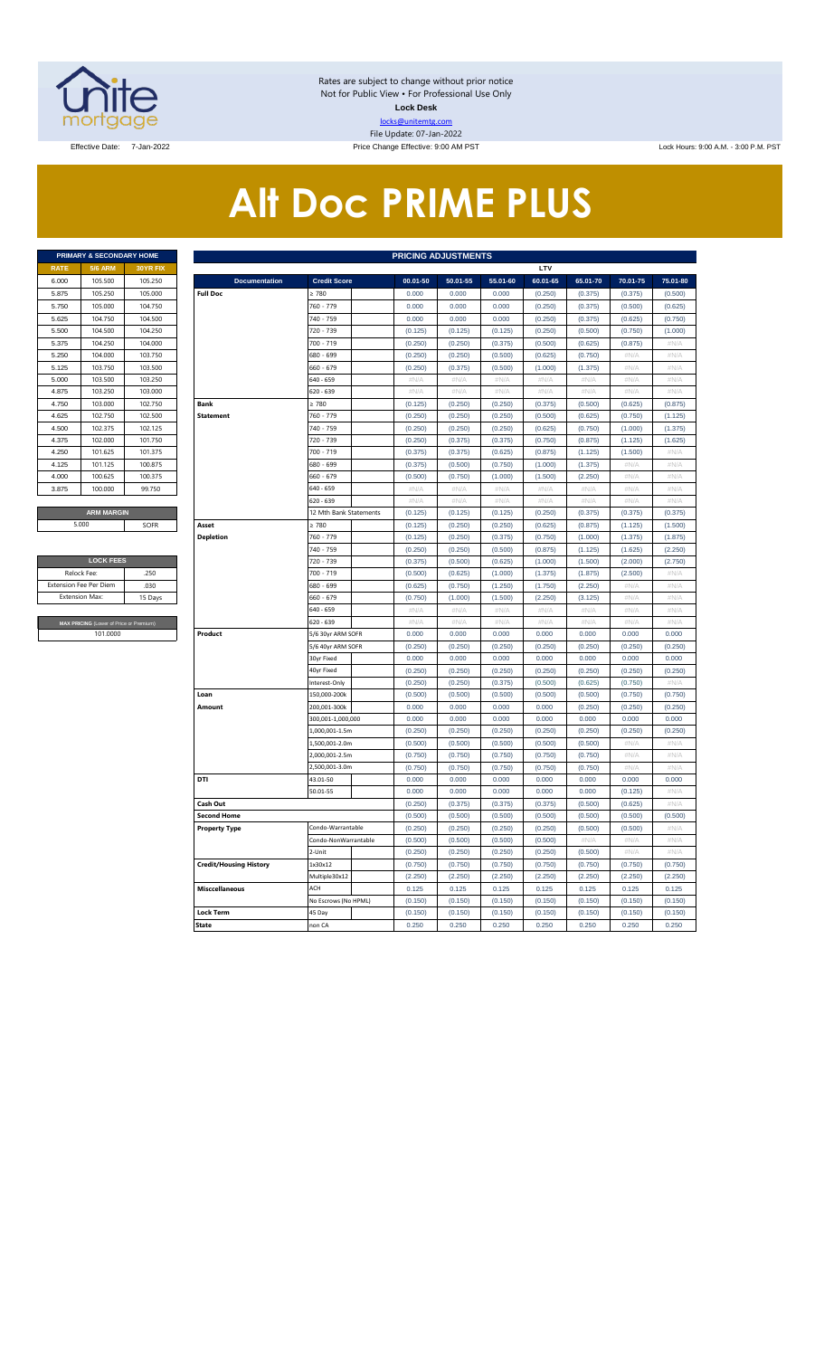Rates are subject to change without prior notice
Not for Public View • For Professional Use Only
**Lock Desk**
locks@unitemtg.com
File Update: 07-Jan-2022

Effective Date: 7-Jan-2022 | Price Change Effective: 9:00 AM PST | Lock Hours: 9:00 A.M. - 3:00 P.M. PST

# Alt Doc PRIME PLUS

| PRIMARY & SECONDARY HOME | | |
|---|---|---|
| **RATE** | **5/6 ARM** | **30YR FIX** |
| 6.000 | 105.500 | 105.250 |
| 5.875 | 105.250 | 105.000 |
| 5.750 | 105.000 | 104.750 |
| 5.625 | 104.750 | 104.500 |
| 5.500 | 104.500 | 104.250 |
| 5.375 | 104.250 | 104.000 |
| 5.250 | 104.000 | 103.750 |
| 5.125 | 103.750 | 103.500 |
| 5.000 | 103.500 | 103.250 |
| 4.875 | 103.250 | 103.000 |
| 4.750 | 103.000 | 102.750 |
| 4.625 | 102.750 | 102.500 |
| 4.500 | 102.375 | 102.125 |
| 4.375 | 102.000 | 101.750 |
| 4.250 | 101.625 | 101.375 |
| 4.125 | 101.125 | 100.875 |
| 4.000 | 100.625 | 100.375 |
| 3.875 | 100.000 | 99.750 |

| ARM MARGIN | |
|---|---|
| 5.000 | SOFR |

| LOCK FEES | |
|---|---|
| Relock Fee: | .250 |
| Extension Fee Per Diem | .030 |
| Extension Max: | 15 Days |

| MAX PRICING (Lower of Price or Premium) |
|---|
| 101.0000 |

| PRICING ADJUSTMENTS | | | | | | | | |
|---|---|---|---|---|---|---|---|---|
| | | LTV | | | | | | |
| **Documentation** | **Credit Score** | **00.01-50** | **50.01-55** | **55.01-60** | **60.01-65** | **65.01-70** | **70.01-75** | **75.01-80** |
| **Full Doc** | ≥ 780 | 0.000 | 0.000 | 0.000 | (0.250) | (0.375) | (0.375) | (0.500) |
| | 760 - 779 | 0.000 | 0.000 | 0.000 | (0.250) | (0.375) | (0.500) | (0.625) |
| | 740 - 759 | 0.000 | 0.000 | 0.000 | (0.250) | (0.375) | (0.625) | (0.750) |
| | 720 - 739 | (0.125) | (0.125) | (0.125) | (0.250) | (0.500) | (0.750) | (1.000) |
| | 700 - 719 | (0.250) | (0.250) | (0.375) | (0.500) | (0.625) | (0.875) | #N/A |
| | 680 - 699 | (0.250) | (0.250) | (0.500) | (0.625) | (0.750) | #N/A | #N/A |
| | 660 - 679 | (0.250) | (0.375) | (0.500) | (1.000) | (1.375) | #N/A | #N/A |
| | 640 - 659 | #N/A | #N/A | #N/A | #N/A | #N/A | #N/A | #N/A |
| | 620 - 639 | #N/A | #N/A | #N/A | #N/A | #N/A | #N/A | #N/A |
| **Bank Statement** | ≥ 780 | (0.125) | (0.250) | (0.250) | (0.375) | (0.500) | (0.625) | (0.875) |
| | 760 - 779 | (0.250) | (0.250) | (0.250) | (0.500) | (0.625) | (0.750) | (1.125) |
| | 740 - 759 | (0.250) | (0.250) | (0.250) | (0.625) | (0.750) | (1.000) | (1.375) |
| | 720 - 739 | (0.250) | (0.375) | (0.375) | (0.750) | (0.875) | (1.125) | (1.625) |
| | 700 - 719 | (0.375) | (0.375) | (0.625) | (0.875) | (1.125) | (1.500) | #N/A |
| | 680 - 699 | (0.375) | (0.500) | (0.750) | (1.000) | (1.375) | #N/A | #N/A |
| | 660 - 679 | (0.500) | (0.750) | (1.000) | (1.500) | (2.250) | #N/A | #N/A |
| | 640 - 659 | #N/A | #N/A | #N/A | #N/A | #N/A | #N/A | #N/A |
| | 620 - 639 | #N/A | #N/A | #N/A | #N/A | #N/A | #N/A | #N/A |
| | 12 Mth Bank Statements | (0.125) | (0.125) | (0.125) | (0.250) | (0.375) | (0.375) | (0.375) |
| **Asset Depletion** | ≥ 780 | (0.125) | (0.250) | (0.250) | (0.625) | (0.875) | (1.125) | (1.500) |
| | 760 - 779 | (0.125) | (0.250) | (0.375) | (0.750) | (1.000) | (1.375) | (1.875) |
| | 740 - 759 | (0.250) | (0.250) | (0.500) | (0.875) | (1.125) | (1.625) | (2.250) |
| | 720 - 739 | (0.375) | (0.500) | (0.625) | (1.000) | (1.500) | (2.000) | (2.750) |
| | 700 - 719 | (0.500) | (0.625) | (1.000) | (1.375) | (1.875) | (2.500) | #N/A |
| | 680 - 699 | (0.625) | (0.750) | (1.250) | (1.750) | (2.250) | #N/A | #N/A |
| | 660 - 679 | (0.750) | (1.000) | (1.500) | (2.250) | (3.125) | #N/A | #N/A |
| | 640 - 659 | #N/A | #N/A | #N/A | #N/A | #N/A | #N/A | #N/A |
| | 620 - 639 | #N/A | #N/A | #N/A | #N/A | #N/A | #N/A | #N/A |
| **Product** | 5/6 30yr ARM SOFR | 0.000 | 0.000 | 0.000 | 0.000 | 0.000 | 0.000 | 0.000 |
| | 5/6 40yr ARM SOFR | (0.250) | (0.250) | (0.250) | (0.250) | (0.250) | (0.250) | (0.250) |
| | 30yr Fixed | 0.000 | 0.000 | 0.000 | 0.000 | 0.000 | 0.000 | 0.000 |
| | 40yr Fixed | (0.250) | (0.250) | (0.250) | (0.250) | (0.250) | (0.250) | (0.250) |
| | Interest-Only | (0.250) | (0.250) | (0.375) | (0.500) | (0.625) | (0.750) | #N/A |
| **Loan Amount** | 150,000-200k | (0.500) | (0.500) | (0.500) | (0.500) | (0.500) | (0.750) | (0.750) |
| | 200,001-300k | 0.000 | 0.000 | 0.000 | 0.000 | (0.250) | (0.250) | (0.250) |
| | 300,001-1,000,000 | 0.000 | 0.000 | 0.000 | 0.000 | 0.000 | 0.000 | 0.000 |
| | 1,000,001-1.5m | (0.250) | (0.250) | (0.250) | (0.250) | (0.250) | (0.250) | (0.250) |
| | 1,500,001-2.0m | (0.500) | (0.500) | (0.500) | (0.500) | (0.500) | #N/A | #N/A |
| | 2,000,001-2.5m | (0.750) | (0.750) | (0.750) | (0.750) | (0.750) | #N/A | #N/A |
| | 2,500,001-3.0m | (0.750) | (0.750) | (0.750) | (0.750) | (0.750) | #N/A | #N/A |
| **DTI** | 43.01-50 | 0.000 | 0.000 | 0.000 | 0.000 | 0.000 | 0.000 | 0.000 |
| | 50.01-55 | 0.000 | 0.000 | 0.000 | 0.000 | 0.000 | (0.125) | #N/A |
| **Cash Out** | | (0.250) | (0.375) | (0.375) | (0.375) | (0.500) | (0.625) | #N/A |
| **Second Home** | | (0.500) | (0.500) | (0.500) | (0.500) | (0.500) | (0.500) | (0.500) |
| **Property Type** | Condo-Warrantable | (0.250) | (0.250) | (0.250) | (0.250) | (0.500) | (0.500) | #N/A |
| | Condo-NonWarrantable | (0.500) | (0.500) | (0.500) | (0.500) | #N/A | #N/A | #N/A |
| | 2-Unit | (0.250) | (0.250) | (0.250) | (0.250) | (0.500) | #N/A | #N/A |
| **Credit/Housing History** | 1x30x12 | (0.750) | (0.750) | (0.750) | (0.750) | (0.750) | (0.750) | (0.750) |
| | Multiple30x12 | (2.250) | (2.250) | (2.250) | (2.250) | (2.250) | (2.250) | (2.250) |
| **Misccellaneous** | ACH | 0.125 | 0.125 | 0.125 | 0.125 | 0.125 | 0.125 | 0.125 |
| | No Escrows (No HPML) | (0.150) | (0.150) | (0.150) | (0.150) | (0.150) | (0.150) | (0.150) |
| **Lock Term** | 45 Day | (0.150) | (0.150) | (0.150) | (0.150) | (0.150) | (0.150) | (0.150) |
| **State** | non CA | 0.250 | 0.250 | 0.250 | 0.250 | 0.250 | 0.250 | 0.250 |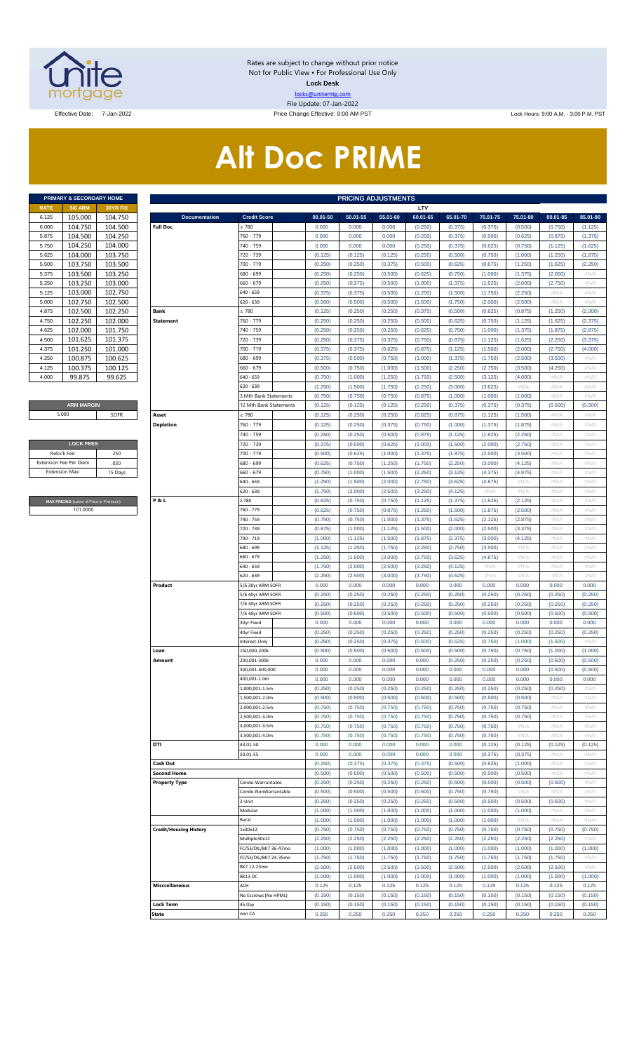Rates are subject to change without prior notice
Not for Public View • For Professional Use Only
**Lock Desk**
locks@unitemtg.com
File Update: 07-Jan-2022

Effective Date: 7-Jan-2022 | Price Change Effective: 9:00 AM PST | Lock Hours: 9:00 A.M. - 3:00 P.M. PST

# Alt Doc PRIME

| PRIMARY & SECONDARY HOME | | |
|---|---|---|
| RATE | 5/6 ARM | 30YR FIX |
| 6.125 | 105.000 | 104.750 |
| 6.000 | 104.750 | 104.500 |
| 5.875 | 104.500 | 104.250 |
| 5.750 | 104.250 | 104.000 |
| 5.625 | 104.000 | 103.750 |
| 5.500 | 103.750 | 103.500 |
| 5.375 | 103.500 | 103.250 |
| 5.250 | 103.250 | 103.000 |
| 5.125 | 103.000 | 102.750 |
| 5.000 | 102.750 | 102.500 |
| 4.875 | 102.500 | 102.250 |
| 4.750 | 102.250 | 102.000 |
| 4.625 | 102.000 | 101.750 |
| 4.500 | 101.625 | 101.375 |
| 4.375 | 101.250 | 101.000 |
| 4.250 | 100.875 | 100.625 |
| 4.125 | 100.375 | 100.125 |
| 4.000 | 99.875 | 99.625 |

| ARM MARGIN | |
|---|---|
| 5.000 | SOFR |

| LOCK FEES | |
|---|---|
| Relock Fee: | .250 |
| Extension Fee Per Diem | .030 |
| Extension Max: | 15 Days |

| MAX PRICING (Lower of Price or Premium) |
|---|
| 101.0000 |

| PRICING ADJUSTMENTS | | | | | | | | | | | |
|---|---|---|---|---|---|---|---|---|---|---|---|
| | | LTV | | | | | | | | | |
| Documentation | Credit Score | 00.01-50 | 50.01-55 | 55.01-60 | 60.01-65 | 65.01-70 | 70.01-75 | 75.01-80 | 80.01-85 | 85.01-90 |
| Full Doc | ≥ 780 | 0.000 | 0.000 | 0.000 | (0.250) | (0.375) | (0.375) | (0.500) | (0.750) | (1.125) |
| | 760 - 779 | 0.000 | 0.000 | 0.000 | (0.250) | (0.375) | (0.500) | (0.625) | (0.875) | (1.375) |
| | 740 - 759 | 0.000 | 0.000 | 0.000 | (0.250) | (0.375) | (0.625) | (0.750) | (1.125) | (1.625) |
| | 720 - 739 | (0.125) | (0.125) | (0.125) | (0.250) | (0.500) | (0.750) | (1.000) | (1.250) | (1.875) |
| | 700 - 719 | (0.250) | (0.250) | (0.375) | (0.500) | (0.625) | (0.875) | (1.250) | (1.625) | (2.250) |
| | 680 - 699 | (0.250) | (0.250) | (0.500) | (0.625) | (0.750) | (1.000) | (1.375) | (2.000) | #N/A |
| | 660 - 679 | (0.250) | (0.375) | (0.500) | (1.000) | (1.375) | (1.625) | (2.000) | (2.750) | #N/A |
| | 640 - 659 | (0.375) | (0.375) | (0.500) | (1.250) | (1.500) | (1.750) | (2.250) | #N/A | #N/A |
| | 620 - 639 | (0.500) | (0.500) | (0.500) | (1.500) | (1.750) | (2.000) | (2.500) | #N/A | #N/A |
| Bank Statement | ≥ 780 | (0.125) | (0.250) | (0.250) | (0.375) | (0.500) | (0.625) | (0.875) | (1.250) | (2.000) |
| | 760 - 779 | (0.250) | (0.250) | (0.250) | (0.500) | (0.625) | (0.750) | (1.125) | (1.625) | (2.375) |
| | 740 - 759 | (0.250) | (0.250) | (0.250) | (0.625) | (0.750) | (1.000) | (1.375) | (1.875) | (2.875) |
| | 720 - 739 | (0.250) | (0.375) | (0.375) | (0.750) | (0.875) | (1.125) | (1.625) | (2.250) | (3.375) |
| | 700 - 719 | (0.375) | (0.375) | (0.625) | (0.875) | (1.125) | (1.500) | (2.000) | (2.750) | (4.000) |
| | 680 - 699 | (0.375) | (0.500) | (0.750) | (1.000) | (1.375) | (1.750) | (2.500) | (3.500) | #N/A |
| | 660 - 679 | (0.500) | (0.750) | (1.000) | (1.500) | (2.250) | (2.750) | (3.500) | (4.250) | #N/A |
| | 640 - 659 | (0.750) | (1.000) | (1.250) | (1.750) | (2.500) | (3.125) | (4.000) | #N/A | #N/A |
| | 620 - 639 | (1.250) | (1.500) | (1.750) | (2.250) | (3.000) | (3.625) | #N/A | #N/A | #N/A |
| | 3 Mth Bank Statements | (0.750) | (0.750) | (0.750) | (0.875) | (1.000) | (1.000) | (1.000) | #N/A | #N/A |
| | 12 Mth Bank Statements | (0.125) | (0.125) | (0.125) | (0.250) | (0.375) | (0.375) | (0.375) | (0.500) | (0.500) |
| Asset Depletion | ≥ 780 | (0.125) | (0.250) | (0.250) | (0.625) | (0.875) | (1.125) | (1.500) | #N/A | #N/A |
| | 760 - 779 | (0.125) | (0.250) | (0.375) | (0.750) | (1.000) | (1.375) | (1.875) | #N/A | #N/A |
| | 740 - 759 | (0.250) | (0.250) | (0.500) | (0.875) | (1.125) | (1.625) | (2.250) | #N/A | #N/A |
| | 720 - 739 | (0.375) | (0.500) | (0.625) | (1.000) | (1.500) | (2.000) | (2.750) | #N/A | #N/A |
| | 700 - 719 | (0.500) | (0.625) | (1.000) | (1.375) | (1.875) | (2.500) | (3.500) | #N/A | #N/A |
| | 680 - 699 | (0.625) | (0.750) | (1.250) | (1.750) | (2.250) | (3.000) | (4.125) | #N/A | #N/A |
| | 660 - 679 | (0.750) | (1.000) | (1.500) | (2.250) | (3.125) | (4.375) | (4.875) | #N/A | #N/A |
| | 640 - 659 | (1.250) | (1.500) | (2.000) | (2.750) | (3.625) | (4.875) | #N/A | #N/A | #N/A |
| | 620 - 639 | (1.750) | (2.000) | (2.500) | (3.250) | (4.125) | #N/A | #N/A | #N/A | #N/A |
| P & L | ≥ 780 | (0.625) | (0.750) | (0.750) | (1.125) | (1.375) | (1.625) | (2.125) | #N/A | #N/A |
| | 760 - 779 | (0.625) | (0.750) | (0.875) | (1.250) | (1.500) | (1.875) | (2.500) | #N/A | #N/A |
| | 740 - 759 | (0.750) | (0.750) | (1.000) | (1.375) | (1.625) | (2.125) | (2.875) | #N/A | #N/A |
| | 720 - 739 | (0.875) | (1.000) | (1.125) | (1.500) | (2.000) | (2.500) | (3.375) | #N/A | #N/A |
| | 700 - 719 | (1.000) | (1.125) | (1.500) | (1.875) | (2.375) | (3.000) | (4.125) | #N/A | #N/A |
| | 680 - 699 | (1.125) | (1.250) | (1.750) | (2.250) | (2.750) | (3.500) | #N/A | #N/A | #N/A |
| | 660 - 679 | (1.250) | (1.500) | (2.000) | (2.750) | (3.625) | (4.875) | #N/A | #N/A | #N/A |
| | 640 - 659 | (1.750) | (2.000) | (2.500) | (3.250) | (4.125) | #N/A | #N/A | #N/A | #N/A |
| | 620 - 639 | (2.250) | (2.500) | (3.000) | (3.750) | (4.625) | #N/A | #N/A | #N/A | #N/A |
| Product | 5/6 30yr ARM SOFR | 0.000 | 0.000 | 0.000 | 0.000 | 0.000 | 0.000 | 0.000 | 0.000 | 0.000 |
| | 5/6 40yr ARM SOFR | (0.250) | (0.250) | (0.250) | (0.250) | (0.250) | (0.250) | (0.250) | (0.250) | (0.250) |
| | 7/6 30yr ARM SOFR | (0.250) | (0.250) | (0.250) | (0.250) | (0.250) | (0.250) | (0.250) | (0.250) | (0.250) |
| | 7/6 40yr ARM SOFR | (0.500) | (0.500) | (0.500) | (0.500) | (0.500) | (0.500) | (0.500) | (0.500) | (0.500) |
| | 30yr Fixed | 0.000 | 0.000 | 0.000 | 0.000 | 0.000 | 0.000 | 0.000 | 0.000 | 0.000 |
| | 40yr Fixed | (0.250) | (0.250) | (0.250) | (0.250) | (0.250) | (0.250) | (0.250) | (0.250) | (0.250) |
| | Interest-Only | (0.250) | (0.250) | (0.375) | (0.500) | (0.625) | (0.750) | (1.000) | (1.500) | #N/A |
| Loan Amount | 150,000-200k | (0.500) | (0.500) | (0.500) | (0.500) | (0.500) | (0.750) | (0.750) | (1.000) | (1.000) |
| | 200,001-300k | 0.000 | 0.000 | 0.000 | 0.000 | (0.250) | (0.250) | (0.250) | (0.500) | (0.500) |
| | 300,001-400,000 | 0.000 | 0.000 | 0.000 | 0.000 | 0.000 | 0.000 | 0.000 | (0.500) | (0.500) |
| | 400,001-1.0m | 0.000 | 0.000 | 0.000 | 0.000 | 0.000 | 0.000 | 0.000 | 0.000 | 0.000 |
| | 1,000,001-1.5m | (0.250) | (0.250) | (0.250) | (0.250) | (0.250) | (0.250) | (0.250) | (0.250) | #N/A |
| | 1,500,001-2.0m | (0.500) | (0.500) | (0.500) | (0.500) | (0.500) | (0.500) | (0.500) | #N/A | #N/A |
| | 2,000,001-2.5m | (0.750) | (0.750) | (0.750) | (0.750) | (0.750) | (0.750) | (0.750) | #N/A | #N/A |
| | 2,500,001-3.0m | (0.750) | (0.750) | (0.750) | (0.750) | (0.750) | (0.750) | (0.750) | #N/A | #N/A |
| | 3,000,001-3.5m | (0.750) | (0.750) | (0.750) | (0.750) | (0.750) | (0.750) | #N/A | #N/A | #N/A |
| | 3,500,001-4.0m | (0.750) | (0.750) | (0.750) | (0.750) | (0.750) | (0.750) | #N/A | #N/A | #N/A |
| DTI | 43.01-50 | 0.000 | 0.000 | 0.000 | 0.000 | 0.000 | (0.125) | (0.125) | (0.125) | (0.125) |
| | 50.01-55 | 0.000 | 0.000 | 0.000 | 0.000 | 0.000 | (0.375) | (0.375) | #N/A | #N/A |
| Cash Out | | (0.250) | (0.375) | (0.375) | (0.375) | (0.500) | (0.625) | (1.000) | #N/A | #N/A |
| Second Home | | (0.500) | (0.500) | (0.500) | (0.500) | (0.500) | (0.500) | (0.500) | #N/A | #N/A |
| Property Type | Condo-Warrantable | (0.250) | (0.250) | (0.250) | (0.250) | (0.500) | (0.500) | (0.500) | (0.500) | #N/A |
| | Condo-NonWarrantable | (0.500) | (0.500) | (0.500) | (0.500) | (0.750) | (0.750) | #N/A | #N/A | #N/A |
| | 2-Unit | (0.250) | (0.250) | (0.250) | (0.250) | (0.500) | (0.500) | (0.500) | (0.500) | #N/A |
| | Modular | (1.000) | (1.000) | (1.000) | (1.000) | (1.000) | (1.000) | (1.000) | #N/A | #N/A |
| | Rural | (1.000) | (1.000) | (1.000) | (1.000) | (1.000) | (1.000) | #N/A | #N/A | #N/A |
| Credit/Housing History | 1x30x12 | (0.750) | (0.750) | (0.750) | (0.750) | (0.750) | (0.750) | (0.750) | (0.750) | (0.750) |
| | Multiple30x12 | (2.250) | (2.250) | (2.250) | (2.250) | (2.250) | (2.250) | (2.250) | (2.250) | #N/A |
| | FC/SS/DIL/BK7 36-47mo | (1.000) | (1.000) | (1.000) | (1.000) | (1.000) | (1.000) | (1.000) | (1.000) | (1.000) |
| | FC/SS/DIL/BK7 24-35mo | (1.750) | (1.750) | (1.750) | (1.750) | (1.750) | (1.750) | (1.750) | (1.750) | #N/A |
| | BK7 12-23mo | (2.500) | (2.500) | (2.500) | (2.500) | (2.500) | (2.500) | (2.500) | (2.500) | #N/A |
| | BK13 DC | (1.000) | (1.000) | (1.000) | (1.000) | (1.000) | (1.000) | (1.000) | (1.000) | (1.000) |
| Misccellaneous | ACH | 0.125 | 0.125 | 0.125 | 0.125 | 0.125 | 0.125 | 0.125 | 0.125 | 0.125 |
| | No Escrows (No HPML) | (0.150) | (0.150) | (0.150) | (0.150) | (0.150) | (0.150) | (0.150) | (0.150) | (0.150) |
| Lock Term | 45 Day | (0.150) | (0.150) | (0.150) | (0.150) | (0.150) | (0.150) | (0.150) | (0.150) | (0.150) |
| State | non CA | 0.250 | 0.250 | 0.250 | 0.250 | 0.250 | 0.250 | 0.250 | 0.250 | 0.250 |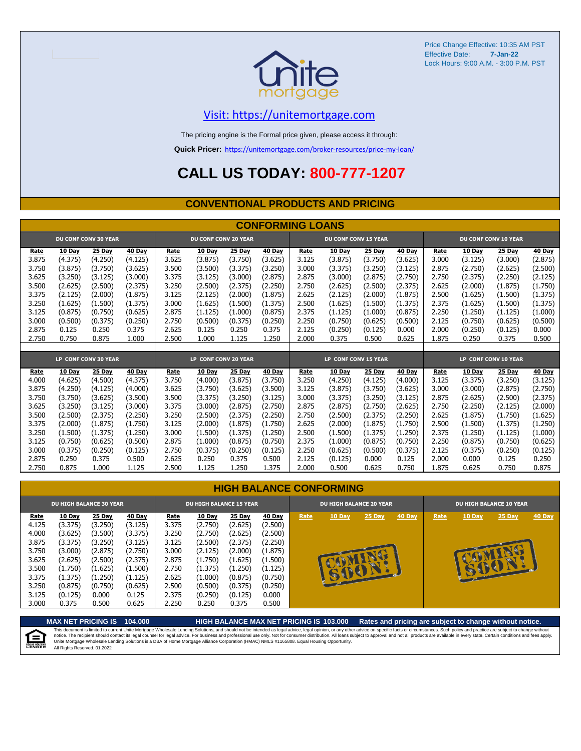Price Change Effective: 10:35 AM PST
Effective Date: 7-Jan-22
Lock Hours: 9:00 A.M. - 3:00 P.M. PST

Visit: https://unitemortgage.com

The pricing engine is the Formal price given, please access it through:

**Quick Pricer:** https://unitemortgage.com/broker-resources/price-my-loan/

# CALL US TODAY: 800-777-1207

## CONVENTIONAL PRODUCTS AND PRICING

### CONFORMING LOANS

| DU CONF CONV 30 YEAR | | | | DU CONF CONV 20 YEAR | | | | DU CONF CONV 15 YEAR | | | | DU CONF CONV 10 YEAR | | | |
|---|---|---|---|---|---|---|---|---|---|---|---|---|---|---|---|
| Rate | 10 Day | 25 Day | 40 Day | Rate | 10 Day | 25 Day | 40 Day | Rate | 10 Day | 25 Day | 40 Day | Rate | 10 Day | 25 Day | 40 Day |
| 3.875 | (4.375) | (4.250) | (4.125) | 3.625 | (3.875) | (3.750) | (3.625) | 3.125 | (3.875) | (3.750) | (3.625) | 3.000 | (3.125) | (3.000) | (2.875) |
| 3.750 | (3.875) | (3.750) | (3.625) | 3.500 | (3.500) | (3.375) | (3.250) | 3.000 | (3.375) | (3.250) | (3.125) | 2.875 | (2.750) | (2.625) | (2.500) |
| 3.625 | (3.250) | (3.125) | (3.000) | 3.375 | (3.125) | (3.000) | (2.875) | 2.875 | (3.000) | (2.875) | (2.750) | 2.750 | (2.375) | (2.250) | (2.125) |
| 3.500 | (2.625) | (2.500) | (2.375) | 3.250 | (2.500) | (2.375) | (2.250) | 2.750 | (2.625) | (2.500) | (2.375) | 2.625 | (2.000) | (1.875) | (1.750) |
| 3.375 | (2.125) | (2.000) | (1.875) | 3.125 | (2.125) | (2.000) | (1.875) | 2.625 | (2.125) | (2.000) | (1.875) | 2.500 | (1.625) | (1.500) | (1.375) |
| 3.250 | (1.625) | (1.500) | (1.375) | 3.000 | (1.625) | (1.500) | (1.375) | 2.500 | (1.625) | (1.500) | (1.375) | 2.375 | (1.625) | (1.500) | (1.375) |
| 3.125 | (0.875) | (0.750) | (0.625) | 2.875 | (1.125) | (1.000) | (0.875) | 2.375 | (1.125) | (1.000) | (0.875) | 2.250 | (1.250) | (1.125) | (1.000) |
| 3.000 | (0.500) | (0.375) | (0.250) | 2.750 | (0.500) | (0.375) | (0.250) | 2.250 | (0.750) | (0.625) | (0.500) | 2.125 | (0.750) | (0.625) | (0.500) |
| 2.875 | 0.125 | 0.250 | 0.375 | 2.625 | 0.125 | 0.250 | 0.375 | 2.125 | (0.250) | (0.125) | 0.000 | 2.000 | (0.250) | (0.125) | 0.000 |
| 2.750 | 0.750 | 0.875 | 1.000 | 2.500 | 1.000 | 1.125 | 1.250 | 2.000 | 0.375 | 0.500 | 0.625 | 1.875 | 0.250 | 0.375 | 0.500 |

| LP CONF CONV 30 YEAR | | | | LP CONF CONV 20 YEAR | | | | LP CONF CONV 15 YEAR | | | | LP CONF CONV 10 YEAR | | | |
|---|---|---|---|---|---|---|---|---|---|---|---|---|---|---|---|
| Rate | 10 Day | 25 Day | 40 Day | Rate | 10 Day | 25 Day | 40 Day | Rate | 10 Day | 25 Day | 40 Day | Rate | 10 Day | 25 Day | 40 Day |
| 4.000 | (4.625) | (4.500) | (4.375) | 3.750 | (4.000) | (3.875) | (3.750) | 3.250 | (4.250) | (4.125) | (4.000) | 3.125 | (3.375) | (3.250) | (3.125) |
| 3.875 | (4.250) | (4.125) | (4.000) | 3.625 | (3.750) | (3.625) | (3.500) | 3.125 | (3.875) | (3.750) | (3.625) | 3.000 | (3.000) | (2.875) | (2.750) |
| 3.750 | (3.750) | (3.625) | (3.500) | 3.500 | (3.375) | (3.250) | (3.125) | 3.000 | (3.375) | (3.250) | (3.125) | 2.875 | (2.625) | (2.500) | (2.375) |
| 3.625 | (3.250) | (3.125) | (3.000) | 3.375 | (3.000) | (2.875) | (2.750) | 2.875 | (2.875) | (2.750) | (2.625) | 2.750 | (2.250) | (2.125) | (2.000) |
| 3.500 | (2.500) | (2.375) | (2.250) | 3.250 | (2.500) | (2.375) | (2.250) | 2.750 | (2.500) | (2.375) | (2.250) | 2.625 | (1.875) | (1.750) | (1.625) |
| 3.375 | (2.000) | (1.875) | (1.750) | 3.125 | (2.000) | (1.875) | (1.750) | 2.625 | (2.000) | (1.875) | (1.750) | 2.500 | (1.500) | (1.375) | (1.250) |
| 3.250 | (1.500) | (1.375) | (1.250) | 3.000 | (1.500) | (1.375) | (1.250) | 2.500 | (1.500) | (1.375) | (1.250) | 2.375 | (1.250) | (1.125) | (1.000) |
| 3.125 | (0.750) | (0.625) | (0.500) | 2.875 | (1.000) | (0.875) | (0.750) | 2.375 | (1.000) | (0.875) | (0.750) | 2.250 | (0.875) | (0.750) | (0.625) |
| 3.000 | (0.375) | (0.250) | (0.125) | 2.750 | (0.375) | (0.250) | (0.125) | 2.250 | (0.625) | (0.500) | (0.375) | 2.125 | (0.375) | (0.250) | (0.125) |
| 2.875 | 0.250 | 0.375 | 0.500 | 2.625 | 0.250 | 0.375 | 0.500 | 2.125 | (0.125) | 0.000 | 0.125 | 2.000 | 0.000 | 0.125 | 0.250 |
| 2.750 | 0.875 | 1.000 | 1.125 | 2.500 | 1.125 | 1.250 | 1.375 | 2.000 | 0.500 | 0.625 | 0.750 | 1.875 | 0.625 | 0.750 | 0.875 |

### HIGH BALANCE CONFORMING

| DU HIGH BALANCE 30 YEAR | | | | DU HIGH BALANCE 15 YEAR | | | | DU HIGH BALANCE 20 YEAR | | | | DU HIGH BALANCE 10 YEAR | | | |
|---|---|---|---|---|---|---|---|---|---|---|---|---|---|---|---|
| Rate | 10 Day | 25 Day | 40 Day | Rate | 10 Day | 25 Day | 40 Day | Rate | 10 Day | 25 Day | 40 Day | Rate | 10 Day | 25 Day | 40 Day |
| 4.125 | (3.375) | (3.250) | (3.125) | 3.375 | (2.750) | (2.625) | (2.500) | COMING SOON! | | | | COMING SOON! | | | |
| 4.000 | (3.625) | (3.500) | (3.375) | 3.250 | (2.750) | (2.625) | (2.500) | | | | | | | | |
| 3.875 | (3.375) | (3.250) | (3.125) | 3.125 | (2.500) | (2.375) | (2.250) | | | | | | | | |
| 3.750 | (3.000) | (2.875) | (2.750) | 3.000 | (2.125) | (2.000) | (1.875) | | | | | | | | |
| 3.625 | (2.625) | (2.500) | (2.375) | 2.875 | (1.750) | (1.625) | (1.500) | | | | | | | | |
| 3.500 | (1.750) | (1.625) | (1.500) | 2.750 | (1.375) | (1.250) | (1.125) | | | | | | | | |
| 3.375 | (1.375) | (1.250) | (1.125) | 2.625 | (1.000) | (0.875) | (0.750) | | | | | | | | |
| 3.250 | (0.875) | (0.750) | (0.625) | 2.500 | (0.500) | (0.375) | (0.250) | | | | | | | | |
| 3.125 | (0.125) | 0.000 | 0.125 | 2.375 | (0.250) | (0.125) | 0.000 | | | | | | | | |
| 3.000 | 0.375 | 0.500 | 0.625 | 2.250 | 0.250 | 0.375 | 0.500 | | | | | | | | |

**MAX NET PRICING IS 104.000** **HIGH BALANCE MAX NET PRICING IS 103.000** **Rates and pricing are subject to change without notice.**

This document is limited to current Unite Mortgage Wholesale Lending Solutions, and should not be intended as legal advice, legal opinion, or any other advice on specific facts or circumstances. Such policy and practice are subject to change without notice. The recipient should contact its legal counsel for legal advice. For business and professional use only. Not for consumer distribution. All loans subject to approval and not all products are available in every state. Certain conditions and fees apply. Unite Mortgage Wholesale Lending Solutions is a DBA of Home Mortgage Alliance Corporation (HMAC) NMLS #1165808. Equal Housing Opportunity.
All Rights Reserved. 01.2022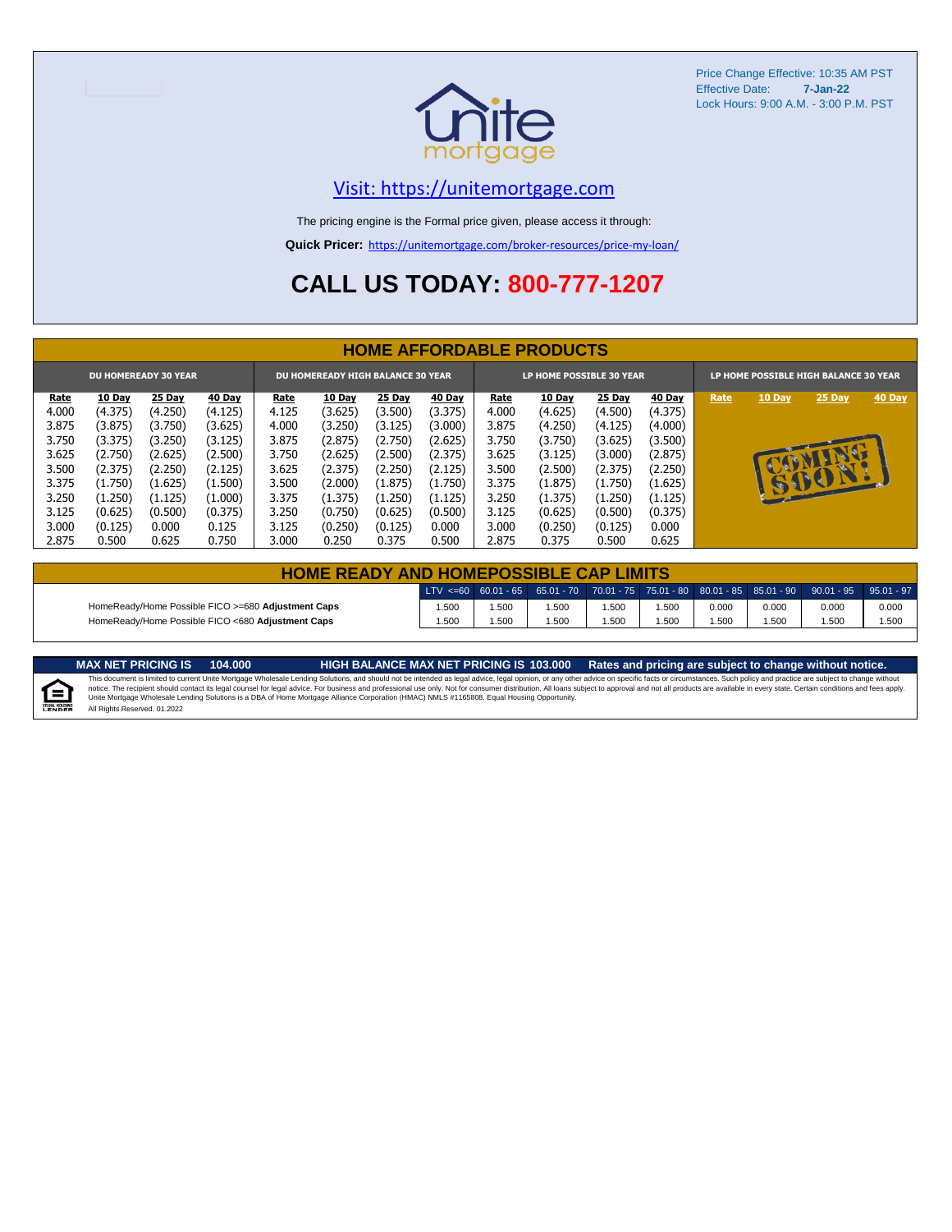Price Change Effective: 10:35 AM PST
Effective Date: **7-Jan-22**
Lock Hours: 9:00 A.M. - 3:00 P.M. PST

Visit: https://unitemortgage.com

The pricing engine is the Formal price given, please access it through:

**Quick Pricer:** https://unitemortgage.com/broker-resources/price-my-loan/

# CALL US TODAY: 800-777-1207

## HOME AFFORDABLE PRODUCTS

| DU HOMEREADY 30 YEAR | | | | DU HOMEREADY HIGH BALANCE 30 YEAR | | | | LP HOME POSSIBLE 30 YEAR | | | | LP HOME POSSIBLE HIGH BALANCE 30 YEAR | | | |
|---|---|---|---|---|---|---|---|---|---|---|---|---|---|---|---|
| Rate | 10 Day | 25 Day | 40 Day | Rate | 10 Day | 25 Day | 40 Day | Rate | 10 Day | 25 Day | 40 Day | Rate | 10 Day | 25 Day | 40 Day |
| 4.000 | (4.375) | (4.250) | (4.125) | 4.125 | (3.625) | (3.500) | (3.375) | 4.000 | (4.625) | (4.500) | (4.375) | COMING SOON! | | | |
| 3.875 | (3.875) | (3.750) | (3.625) | 4.000 | (3.250) | (3.125) | (3.000) | 3.875 | (4.250) | (4.125) | (4.000) | | | | |
| 3.750 | (3.375) | (3.250) | (3.125) | 3.875 | (2.875) | (2.750) | (2.625) | 3.750 | (3.750) | (3.625) | (3.500) | | | | |
| 3.625 | (2.750) | (2.625) | (2.500) | 3.750 | (2.625) | (2.500) | (2.375) | 3.625 | (3.125) | (3.000) | (2.875) | | | | |
| 3.500 | (2.375) | (2.250) | (2.125) | 3.625 | (2.375) | (2.250) | (2.125) | 3.500 | (2.500) | (2.375) | (2.250) | | | | |
| 3.375 | (1.750) | (1.625) | (1.500) | 3.500 | (2.000) | (1.875) | (1.750) | 3.375 | (1.875) | (1.750) | (1.625) | | | | |
| 3.250 | (1.250) | (1.125) | (1.000) | 3.375 | (1.375) | (1.250) | (1.125) | 3.250 | (1.375) | (1.250) | (1.125) | | | | |
| 3.125 | (0.625) | (0.500) | (0.375) | 3.250 | (0.750) | (0.625) | (0.500) | 3.125 | (0.625) | (0.500) | (0.375) | | | | |
| 3.000 | (0.125) | 0.000 | 0.125 | 3.125 | (0.250) | (0.125) | 0.000 | 3.000 | (0.250) | (0.125) | 0.000 | | | | |
| 2.875 | 0.500 | 0.625 | 0.750 | 3.000 | 0.250 | 0.375 | 0.500 | 2.875 | 0.375 | 0.500 | 0.625 | | | | |

## HOME READY AND HOMEPOSSIBLE CAP LIMITS

| | LTV <=60 | 60.01 - 65 | 65.01 - 70 | 70.01 - 75 | 75.01 - 80 | 80.01 - 85 | 85.01 - 90 | 90.01 - 95 | 95.01 - 97 |
|---|---|---|---|---|---|---|---|---|---|
| HomeReady/Home Possible FICO >=680 **Adjustment Caps** | 1.500 | 1.500 | 1.500 | 1.500 | 1.500 | 0.000 | 0.000 | 0.000 | 0.000 |
| HomeReady/Home Possible FICO <680 **Adjustment Caps** | 1.500 | 1.500 | 1.500 | 1.500 | 1.500 | 1.500 | 1.500 | 1.500 | 1.500 |

**MAX NET PRICING IS 104.000** **HIGH BALANCE MAX NET PRICING IS 103.000** **Rates and pricing are subject to change without notice.**

This document is limited to current Unite Mortgage Wholesale Lending Solutions, and should not be intended as legal advice, legal opinion, or any other advice on specific facts or circumstances. Such policy and practice are subject to change without notice. The recipient should contact its legal counsel for legal advice. For business and professional use only. Not for consumer distribution. All loans subject to approval and not all products are available in every state. Certain conditions and fees apply. Unite Mortgage Wholesale Lending Solutions is a DBA of Home Mortgage Alliance Corporation (HMAC) NMLS #1165808. Equal Housing Opportunity.
All Rights Reserved. 01.2022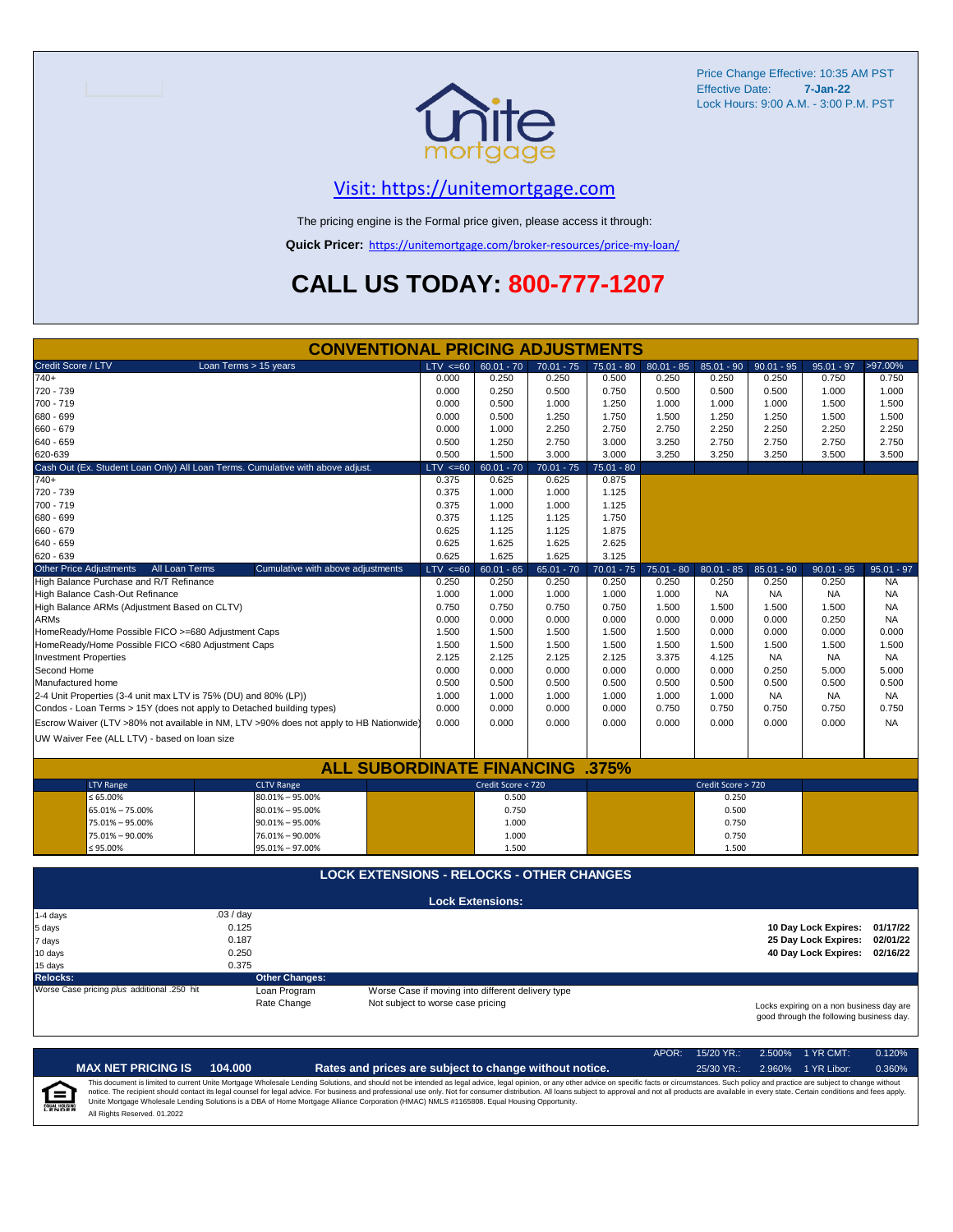Price Change Effective: 10:35 AM PST
Effective Date: **7-Jan-22**
Lock Hours: 9:00 A.M. - 3:00 P.M. PST

## Visit: https://unitemortgage.com

The pricing engine is the Formal price given, please access it through:

**Quick Pricer:** https://unitemortgage.com/broker-resources/price-my-loan/

# CALL US TODAY: 800-777-1207

## CONVENTIONAL PRICING ADJUSTMENTS

| Credit Score / LTV — Loan Terms > 15 years | LTV <=60 | 60.01 - 70 | 70.01 - 75 | 75.01 - 80 | 80.01 - 85 | 85.01 - 90 | 90.01 - 95 | 95.01 - 97 | >97.00% |
|---|---|---|---|---|---|---|---|---|---|
| 740+ | 0.000 | 0.250 | 0.250 | 0.500 | 0.250 | 0.250 | 0.250 | 0.750 | 0.750 |
| 720 - 739 | 0.000 | 0.250 | 0.500 | 0.750 | 0.500 | 0.500 | 0.500 | 1.000 | 1.000 |
| 700 - 719 | 0.000 | 0.500 | 1.000 | 1.250 | 1.000 | 1.000 | 1.000 | 1.500 | 1.500 |
| 680 - 699 | 0.000 | 0.500 | 1.250 | 1.750 | 1.500 | 1.250 | 1.250 | 1.500 | 1.500 |
| 660 - 679 | 0.000 | 1.000 | 2.250 | 2.750 | 2.750 | 2.250 | 2.250 | 2.250 | 2.250 |
| 640 - 659 | 0.500 | 1.250 | 2.750 | 3.000 | 3.250 | 2.750 | 2.750 | 2.750 | 2.750 |
| 620-639 | 0.500 | 1.500 | 3.000 | 3.000 | 3.250 | 3.250 | 3.250 | 3.500 | 3.500 |

| Cash Out (Ex. Student Loan Only) All Loan Terms. Cumulative with above adjust. | LTV <=60 | 60.01 - 70 | 70.01 - 75 | 75.01 - 80 |
|---|---|---|---|---|
| 740+ | 0.375 | 0.625 | 0.625 | 0.875 |
| 720 - 739 | 0.375 | 1.000 | 1.000 | 1.125 |
| 700 - 719 | 0.375 | 1.000 | 1.000 | 1.125 |
| 680 - 699 | 0.375 | 1.125 | 1.125 | 1.750 |
| 660 - 679 | 0.625 | 1.125 | 1.125 | 1.875 |
| 640 - 659 | 0.625 | 1.625 | 1.625 | 2.625 |
| 620 - 639 | 0.625 | 1.625 | 1.625 | 3.125 |

| Other Price Adjustments — All Loan Terms — Cumulative with above adjustments | LTV <=60 | 60.01 - 65 | 65.01 - 70 | 70.01 - 75 | 75.01 - 80 | 80.01 - 85 | 85.01 - 90 | 90.01 - 95 | 95.01 - 97 |
|---|---|---|---|---|---|---|---|---|---|
| High Balance Purchase and R/T Refinance | 0.250 | 0.250 | 0.250 | 0.250 | 0.250 | 0.250 | 0.250 | 0.250 | NA |
| High Balance Cash-Out Refinance | 1.000 | 1.000 | 1.000 | 1.000 | 1.000 | NA | NA | NA | NA |
| High Balance ARMs (Adjustment Based on CLTV) | 0.750 | 0.750 | 0.750 | 0.750 | 1.500 | 1.500 | 1.500 | 1.500 | NA |
| ARMs | 0.000 | 0.000 | 0.000 | 0.000 | 0.000 | 0.000 | 0.000 | 0.250 | NA |
| HomeReady/Home Possible FICO >=680 Adjustment Caps | 1.500 | 1.500 | 1.500 | 1.500 | 1.500 | 0.000 | 0.000 | 0.000 | 0.000 |
| HomeReady/Home Possible FICO <680 Adjustment Caps | 1.500 | 1.500 | 1.500 | 1.500 | 1.500 | 1.500 | 1.500 | 1.500 | 1.500 |
| Investment Properties | 2.125 | 2.125 | 2.125 | 2.125 | 3.375 | 4.125 | NA | NA | NA |
| Second Home | 0.000 | 0.000 | 0.000 | 0.000 | 0.000 | 0.000 | 0.250 | 5.000 | 5.000 |
| Manufactured home | 0.500 | 0.500 | 0.500 | 0.500 | 0.500 | 0.500 | 0.500 | 0.500 | 0.500 |
| 2-4 Unit Properties (3-4 unit max LTV is 75% (DU) and 80% (LP)) | 1.000 | 1.000 | 1.000 | 1.000 | 1.000 | 1.000 | NA | NA | NA |
| Condos - Loan Terms > 15Y (does not apply to Detached building types) | 0.000 | 0.000 | 0.000 | 0.000 | 0.750 | 0.750 | 0.750 | 0.750 | 0.750 |
| Escrow Waiver (LTV >80% not available in NM, LTV >90% does not apply to HB Nationwide) | 0.000 | 0.000 | 0.000 | 0.000 | 0.000 | 0.000 | 0.000 | 0.000 | NA |
| UW Waiver Fee (ALL LTV) - based on loan size | | | | | | | | | |

## ALL SUBORDINATE FINANCING .375%

| LTV Range | CLTV Range | Credit Score < 720 | Credit Score > 720 |
|---|---|---|---|
| ≤ 65.00% | 80.01% – 95.00% | 0.500 | 0.250 |
| 65.01% – 75.00% | 80.01% – 95.00% | 0.750 | 0.500 |
| 75.01% – 95.00% | 90.01% – 95.00% | 1.000 | 0.750 |
| 75.01% – 90.00% | 76.01% – 90.00% | 1.000 | 0.750 |
| ≤ 95.00% | 95.01% – 97.00% | 1.500 | 1.500 |

## LOCK EXTENSIONS - RELOCKS - OTHER CHANGES

**Lock Extensions:**

| Days | Cost |
|---|---|
| 1-4 days | .03 / day |
| 5 days | 0.125 |
| 7 days | 0.187 |
| 10 days | 0.250 |
| 15 days | 0.375 |

| | |
|---|---|
| **10 Day Lock Expires:** | **01/17/22** |
| **25 Day Lock Expires:** | **02/01/22** |
| **40 Day Lock Expires:** | **02/16/22** |

**Relocks:** Worse Case pricing *plus* additional .250 hit

**Other Changes:**

| | |
|---|---|
| Loan Program | Worse Case if moving into different delivery type |
| Rate Change | Not subject to worse case pricing |

Locks expiring on a non business day are good through the following business day.

| APOR: | 15/20 YR.: | 2.500% | 1 YR CMT: | 0.120% |
|---|---|---|---|---|
| | 25/30 YR.: | 2.960% | 1 YR Libor: | 0.360% |

**MAX NET PRICING IS 104.000** — **Rates and prices are subject to change without notice.**

This document is limited to current Unite Mortgage Wholesale Lending Solutions, and should not be intended as legal advice, legal opinion, or any other advice on specific facts or circumstances. Such policy and practice are subject to change without notice. The recipient should contact its legal counsel for legal advice. For business and professional use only. Not for consumer distribution. All loans subject to approval and not all products are available in every state. Certain conditions and fees apply. Unite Mortgage Wholesale Lending Solutions is a DBA of Home Mortgage Alliance Corporation (HMAC) NMLS #1165808. Equal Housing Opportunity.

All Rights Reserved. 01.2022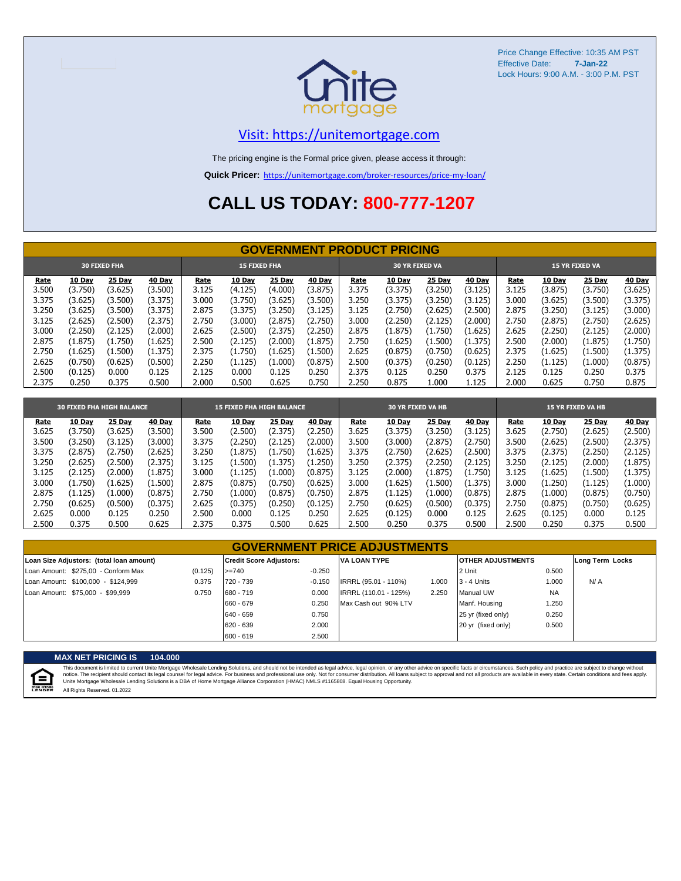Price Change Effective: 10:35 AM PST
Effective Date: **7-Jan-22**
Lock Hours: 9:00 A.M. - 3:00 P.M. PST

unite mortgage

Visit: https://unitemortgage.com

The pricing engine is the Formal price given, please access it through:

**Quick Pricer:** https://unitemortgage.com/broker-resources/price-my-loan/

# CALL US TODAY: 800-777-1207

## GOVERNMENT PRODUCT PRICING

| 30 FIXED FHA | | | | 15 FIXED FHA | | | | 30 YR FIXED VA | | | | 15 YR FIXED VA | | | |
|---|---|---|---|---|---|---|---|---|---|---|---|---|---|---|---|
| Rate | 10 Day | 25 Day | 40 Day | Rate | 10 Day | 25 Day | 40 Day | Rate | 10 Day | 25 Day | 40 Day | Rate | 10 Day | 25 Day | 40 Day |
| 3.500 | (3.750) | (3.625) | (3.500) | 3.125 | (4.125) | (4.000) | (3.875) | 3.375 | (3.375) | (3.250) | (3.125) | 3.125 | (3.875) | (3.750) | (3.625) |
| 3.375 | (3.625) | (3.500) | (3.375) | 3.000 | (3.750) | (3.625) | (3.500) | 3.250 | (3.375) | (3.250) | (3.125) | 3.000 | (3.625) | (3.500) | (3.375) |
| 3.250 | (3.625) | (3.500) | (3.375) | 2.875 | (3.375) | (3.250) | (3.125) | 3.125 | (2.750) | (2.625) | (2.500) | 2.875 | (3.250) | (3.125) | (3.000) |
| 3.125 | (2.625) | (2.500) | (2.375) | 2.750 | (3.000) | (2.875) | (2.750) | 3.000 | (2.250) | (2.125) | (2.000) | 2.750 | (2.875) | (2.750) | (2.625) |
| 3.000 | (2.250) | (2.125) | (2.000) | 2.625 | (2.500) | (2.375) | (2.250) | 2.875 | (1.875) | (1.750) | (1.625) | 2.625 | (2.250) | (2.125) | (2.000) |
| 2.875 | (1.875) | (1.750) | (1.625) | 2.500 | (2.125) | (2.000) | (1.875) | 2.750 | (1.625) | (1.500) | (1.375) | 2.500 | (2.000) | (1.875) | (1.750) |
| 2.750 | (1.625) | (1.500) | (1.375) | 2.375 | (1.750) | (1.625) | (1.500) | 2.625 | (0.875) | (0.750) | (0.625) | 2.375 | (1.625) | (1.500) | (1.375) |
| 2.625 | (0.750) | (0.625) | (0.500) | 2.250 | (1.125) | (1.000) | (0.875) | 2.500 | (0.375) | (0.250) | (0.125) | 2.250 | (1.125) | (1.000) | (0.875) |
| 2.500 | (0.125) | 0.000 | 0.125 | 2.125 | 0.000 | 0.125 | 0.250 | 2.375 | 0.125 | 0.250 | 0.375 | 2.125 | 0.125 | 0.250 | 0.375 |
| 2.375 | 0.250 | 0.375 | 0.500 | 2.000 | 0.500 | 0.625 | 0.750 | 2.250 | 0.875 | 1.000 | 1.125 | 2.000 | 0.625 | 0.750 | 0.875 |

| 30 FIXED FHA HIGH BALANCE | | | | 15 FIXED FHA HIGH BALANCE | | | | 30 YR FIXED VA HB | | | | 15 YR FIXED VA HB | | | |
|---|---|---|---|---|---|---|---|---|---|---|---|---|---|---|---|
| Rate | 10 Day | 25 Day | 40 Day | Rate | 10 Day | 25 Day | 40 Day | Rate | 10 Day | 25 Day | 40 Day | Rate | 10 Day | 25 Day | 40 Day |
| 3.625 | (3.750) | (3.625) | (3.500) | 3.500 | (2.500) | (2.375) | (2.250) | 3.625 | (3.375) | (3.250) | (3.125) | 3.625 | (2.750) | (2.625) | (2.500) |
| 3.500 | (3.250) | (3.125) | (3.000) | 3.375 | (2.250) | (2.125) | (2.000) | 3.500 | (3.000) | (2.875) | (2.750) | 3.500 | (2.625) | (2.500) | (2.375) |
| 3.375 | (2.875) | (2.750) | (2.625) | 3.250 | (1.875) | (1.750) | (1.625) | 3.375 | (2.750) | (2.625) | (2.500) | 3.375 | (2.375) | (2.250) | (2.125) |
| 3.250 | (2.625) | (2.500) | (2.375) | 3.125 | (1.500) | (1.375) | (1.250) | 3.250 | (2.375) | (2.250) | (2.125) | 3.250 | (2.125) | (2.000) | (1.875) |
| 3.125 | (2.125) | (2.000) | (1.875) | 3.000 | (1.125) | (1.000) | (0.875) | 3.125 | (2.000) | (1.875) | (1.750) | 3.125 | (1.625) | (1.500) | (1.375) |
| 3.000 | (1.750) | (1.625) | (1.500) | 2.875 | (0.875) | (0.750) | (0.625) | 3.000 | (1.625) | (1.500) | (1.375) | 3.000 | (1.250) | (1.125) | (1.000) |
| 2.875 | (1.125) | (1.000) | (0.875) | 2.750 | (1.000) | (0.875) | (0.750) | 2.875 | (1.125) | (1.000) | (0.875) | 2.875 | (1.000) | (0.875) | (0.750) |
| 2.750 | (0.625) | (0.500) | (0.375) | 2.625 | (0.375) | (0.250) | (0.125) | 2.750 | (0.625) | (0.500) | (0.375) | 2.750 | (0.875) | (0.750) | (0.625) |
| 2.625 | 0.000 | 0.125 | 0.250 | 2.500 | 0.000 | 0.125 | 0.250 | 2.625 | (0.125) | 0.000 | 0.125 | 2.625 | (0.125) | 0.000 | 0.125 |
| 2.500 | 0.375 | 0.500 | 0.625 | 2.375 | 0.375 | 0.500 | 0.625 | 2.500 | 0.250 | 0.375 | 0.500 | 2.500 | 0.250 | 0.375 | 0.500 |

## GOVERNMENT PRICE ADJUSTMENTS

| Loan Size Adjustors: (total loan amount) | | Credit Score Adjustors: | | VA LOAN TYPE | | OTHER ADJUSTMENTS | | Long Term Locks |
|---|---|---|---|---|---|---|---|---|
| Loan Amount: $275,00 - Conform Max | (0.125) | >=740 | -0.250 | | | 2 Unit | 0.500 | |
| Loan Amount: $100,000 - $124,999 | 0.375 | 720 - 739 | -0.150 | IRRRL (95.01 - 110%) | 1.000 | 3 - 4 Units | 1.000 | N/ A |
| Loan Amount: $75,000 - $99,999 | 0.750 | 680 - 719 | 0.000 | IRRRL (110.01 - 125%) | 2.250 | Manual UW | NA | |
| | | 660 - 679 | 0.250 | Max Cash out 90% LTV | | Manf. Housing | 1.250 | |
| | | 640 - 659 | 0.750 | | | 25 yr (fixed only) | 0.250 | |
| | | 620 - 639 | 2.000 | | | 20 yr (fixed only) | 0.500 | |
| | | 600 - 619 | 2.500 | | | | | |

**MAX NET PRICING IS 104.000**

This document is limited to current Unite Mortgage Wholesale Lending Solutions, and should not be intended as legal advice, legal opinion, or any other advice on specific facts or circumstances. Such policy and practice are subject to change without notice. The recipient should contact its legal counsel for legal advice. For business and professional use only. Not for consumer distribution. All loans subject to approval and not all products are available in every state. Certain conditions and fees apply. Unite Mortgage Wholesale Lending Solutions is a DBA of Home Mortgage Alliance Corporation (HMAC) NMLS #1165808. Equal Housing Opportunity.
All Rights Reserved. 01.2022